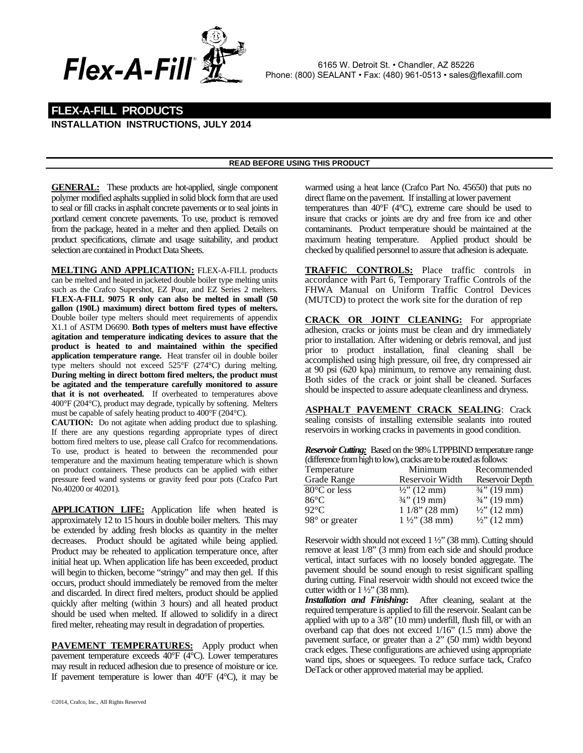Flex-A-Fill®

6165 W. Detroit St. • Chandler, AZ 85226
Phone: (800) SEALANT • Fax: (480) 961-0513 • sales@flexafill.com

# FLEX-A-FILL PRODUCTS

## INSTALLATION INSTRUCTIONS, JULY 2014

**READ BEFORE USING THIS PRODUCT**

**GENERAL:** These products are hot-applied, single component polymer modified asphalts supplied in solid block form that are used to seal or fill cracks in asphalt concrete pavements or to seal joints in portland cement concrete pavements. To use, product is removed from the package, heated in a melter and then applied. Details on product specifications, climate and usage suitability, and product selection are contained in Product Data Sheets.

**MELTING AND APPLICATION:** FLEX-A-FILL products can be melted and heated in jacketed double boiler type melting units such as the Crafco Supershot, EZ Pour, and EZ Series 2 melters. **FLEX-A-FILL 9075 R only can also be melted in small (50 gallon (190L) maximum) direct bottom fired types of melters.** Double boiler type melters should meet requirements of appendix X1.1 of ASTM D6690. **Both types of melters must have effective agitation and temperature indicating devices to assure that the product is heated to and maintained within the specified application temperature range.** Heat transfer oil in double boiler type melters should not exceed 525°F (274°C) during melting. **During melting in direct bottom fired melters, the product must be agitated and the temperature carefully monitored to assure that it is not overheated.** If overheated to temperatures above 400°F (204°C), product may degrade, typically by softening. Melters must be capable of safely heating product to 400°F (204°C).

**CAUTION:** Do not agitate when adding product due to splashing. If there are any questions regarding appropriate types of direct bottom fired melters to use, please call Crafco for recommendations. To use, product is heated to between the recommended pour temperature and the maximum heating temperature which is shown on product containers. These products can be applied with either pressure feed wand systems or gravity feed pour pots (Crafco Part No.40200 or 40201).

**APPLICATION LIFE:** Application life when heated is approximately 12 to 15 hours in double boiler melters. This may be extended by adding fresh blocks as quantity in the melter decreases. Product should be agitated while being applied. Product may be reheated to application temperature once, after initial heat up. When application life has been exceeded, product will begin to thicken, become "stringy" and may then gel. If this occurs, product should immediately be removed from the melter and discarded. In direct fired melters, product should be applied quickly after melting (within 3 hours) and all heated product should be used when melted. If allowed to solidify in a direct fired melter, reheating may result in degradation of properties.

**PAVEMENT TEMPERATURES:** Apply product when pavement temperature exceeds 40°F (4°C). Lower temperatures may result in reduced adhesion due to presence of moisture or ice. If pavement temperature is lower than 40°F (4°C), it may be warmed using a heat lance (Crafco Part No. 45650) that puts no direct flame on the pavement. If installing at lower pavement temperatures than 40°F (4°C), extreme care should be used to insure that cracks or joints are dry and free from ice and other contaminants. Product temperature should be maintained at the maximum heating temperature. Applied product should be checked by qualified personnel to assure that adhesion is adequate.

**TRAFFIC CONTROLS:** Place traffic controls in accordance with Part 6, Temporary Traffic Controls of the FHWA Manual on Uniform Traffic Control Devices (MUTCD) to protect the work site for the duration of rep

**CRACK OR JOINT CLEANING:** For appropriate adhesion, cracks or joints must be clean and dry immediately prior to installation. After widening or debris removal, and just prior to product installation, final cleaning shall be accomplished using high pressure, oil free, dry compressed air at 90 psi (620 kpa) minimum, to remove any remaining dust. Both sides of the crack or joint shall be cleaned. Surfaces should be inspected to assure adequate cleanliness and dryness.

**ASPHALT PAVEMENT CRACK SEALING**: Crack sealing consists of installing extensible sealants into routed reservoirs in working cracks in pavements in good condition.

***Reservoir Cutting:*** Based on the 98% LTPPBIND temperature range (difference from high to low), cracks are to be routed as follows:

| Temperature Grade Range | Minimum Reservoir Width | Recommended Reservoir Depth |
|---|---|---|
| 80°C or less | ½" (12 mm) | ¾" (19 mm) |
| 86°C | ¾" (19 mm) | ¾" (19 mm) |
| 92°C | 1 1/8" (28 mm) | ½" (12 mm) |
| 98° or greater | 1 ½" (38 mm) | ½" (12 mm) |

Reservoir width should not exceed 1 ½" (38 mm). Cutting should remove at least 1/8" (3 mm) from each side and should produce vertical, intact surfaces with no loosely bonded aggregate. The pavement should be sound enough to resist significant spalling during cutting. Final reservoir width should not exceed twice the cutter width or 1 ½" (38 mm).

***Installation and Finishing*:** After cleaning, sealant at the required temperature is applied to fill the reservoir. Sealant can be applied with up to a 3/8" (10 mm) underfill, flush fill, or with an overband cap that does not exceed 1/16" (1.5 mm) above the pavement surface, or greater than a 2" (50 mm) width beyond crack edges. These configurations are achieved using appropriate wand tips, shoes or squeegees. To reduce surface tack, Crafco DeTack or other approved material may be applied.

©2014, Crafco, Inc., All Rights Reserved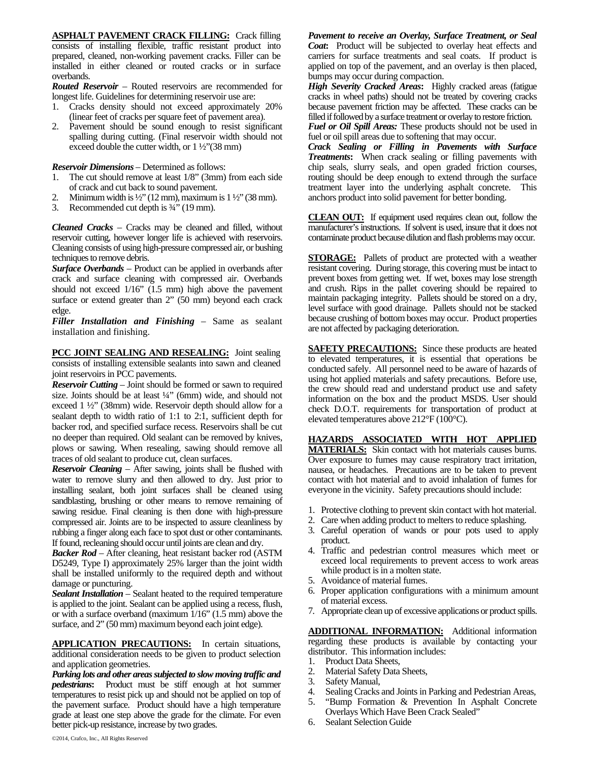**ASPHALT PAVEMENT CRACK FILLING:** Crack filling consists of installing flexible, traffic resistant product into prepared, cleaned, non-working pavement cracks. Filler can be installed in either cleaned or routed cracks or in surface overbands.

***Routed Reservoir*** – Routed reservoirs are recommended for longest life. Guidelines for determining reservoir use are:

1. Cracks density should not exceed approximately 20% (linear feet of cracks per square feet of pavement area).
2. Pavement should be sound enough to resist significant spalling during cutting. (Final reservoir width should not exceed double the cutter width, or 1 ½"(38 mm)

***Reservoir Dimensions*** – Determined as follows:

1. The cut should remove at least 1/8" (3mm) from each side of crack and cut back to sound pavement.
2. Minimum width is ½" (12 mm), maximum is 1 ½" (38 mm).
3. Recommended cut depth is ¾" (19 mm).

***Cleaned Cracks*** – Cracks may be cleaned and filled, without reservoir cutting, however longer life is achieved with reservoirs. Cleaning consists of using high-pressure compressed air, or bushing techniques to remove debris.

***Surface Overbands*** – Product can be applied in overbands after crack and surface cleaning with compressed air. Overbands should not exceed 1/16" (1.5 mm) high above the pavement surface or extend greater than 2" (50 mm) beyond each crack edge.

***Filler Installation and Finishing*** – Same as sealant installation and finishing.

**PCC JOINT SEALING AND RESEALING:** Joint sealing consists of installing extensible sealants into sawn and cleaned joint reservoirs in PCC pavements.

***Reservoir Cutting*** – Joint should be formed or sawn to required size. Joints should be at least ¼" (6mm) wide, and should not exceed 1 ½" (38mm) wide. Reservoir depth should allow for a sealant depth to width ratio of 1:1 to 2:1, sufficient depth for backer rod, and specified surface recess. Reservoirs shall be cut no deeper than required. Old sealant can be removed by knives, plows or sawing. When resealing, sawing should remove all traces of old sealant to produce cut, clean surfaces.

***Reservoir Cleaning*** – After sawing, joints shall be flushed with water to remove slurry and then allowed to dry. Just prior to installing sealant, both joint surfaces shall be cleaned using sandblasting, brushing or other means to remove remaining of sawing residue. Final cleaning is then done with high-pressure compressed air. Joints are to be inspected to assure cleanliness by rubbing a finger along each face to spot dust or other contaminants. If found, recleaning should occur until joints are clean and dry.

***Backer Rod*** – After cleaning, heat resistant backer rod (ASTM D5249, Type I) approximately 25% larger than the joint width shall be installed uniformly to the required depth and without damage or puncturing.

***Sealant Installation*** – Sealant heated to the required temperature is applied to the joint. Sealant can be applied using a recess, flush, or with a surface overband (maximum 1/16" (1.5 mm) above the surface, and 2" (50 mm) maximum beyond each joint edge).

**APPLICATION PRECAUTIONS:** In certain situations, additional consideration needs to be given to product selection and application geometries.

***Parking lots and other areas subjected to slow moving traffic and pedestrians*****:** Product must be stiff enough at hot summer temperatures to resist pick up and should not be applied on top of the pavement surface. Product should have a high temperature grade at least one step above the grade for the climate. For even better pick-up resistance, increase by two grades.

***Pavement to receive an Overlay, Surface Treatment, or Seal Coat*****:** Product will be subjected to overlay heat effects and carriers for surface treatments and seal coats. If product is applied on top of the pavement, and an overlay is then placed, bumps may occur during compaction.

***High Severity Cracked Areas*****:** Highly cracked areas (fatigue cracks in wheel paths) should not be treated by covering cracks because pavement friction may be affected. These cracks can be filled if followed by a surface treatment or overlay to restore friction.

***Fuel or Oil Spill Areas:*** These products should not be used in fuel or oil spill areas due to softening that may occur.

***Crack Sealing or Filling in Pavements with Surface Treatments*****:** When crack sealing or filling pavements with chip seals, slurry seals, and open graded friction courses, routing should be deep enough to extend through the surface treatment layer into the underlying asphalt concrete. This anchors product into solid pavement for better bonding.

**CLEAN OUT:** If equipment used requires clean out, follow the manufacturer's instructions. If solvent is used, insure that it does not contaminate product because dilution and flash problems may occur.

**STORAGE:** Pallets of product are protected with a weather resistant covering. During storage, this covering must be intact to prevent boxes from getting wet. If wet, boxes may lose strength and crush. Rips in the pallet covering should be repaired to maintain packaging integrity. Pallets should be stored on a dry, level surface with good drainage. Pallets should not be stacked because crushing of bottom boxes may occur. Product properties are not affected by packaging deterioration.

**SAFETY PRECAUTIONS:** Since these products are heated to elevated temperatures, it is essential that operations be conducted safely. All personnel need to be aware of hazards of using hot applied materials and safety precautions. Before use, the crew should read and understand product use and safety information on the box and the product MSDS. User should check D.O.T. requirements for transportation of product at elevated temperatures above 212°F (100°C).

**HAZARDS ASSOCIATED WITH HOT APPLIED MATERIALS:** Skin contact with hot materials causes burns. Over exposure to fumes may cause respiratory tract irritation, nausea, or headaches. Precautions are to be taken to prevent contact with hot material and to avoid inhalation of fumes for everyone in the vicinity. Safety precautions should include:

1. Protective clothing to prevent skin contact with hot material.
2. Care when adding product to melters to reduce splashing.
3. Careful operation of wands or pour pots used to apply product.
4. Traffic and pedestrian control measures which meet or exceed local requirements to prevent access to work areas while product is in a molten state.
5. Avoidance of material fumes.
6. Proper application configurations with a minimum amount of material excess.
7. Appropriate clean up of excessive applications or product spills.

**ADDITIONAL INFORMATION:** Additional information regarding these products is available by contacting your distributor. This information includes:

1. Product Data Sheets,
2. Material Safety Data Sheets,
3. Safety Manual,
4. Sealing Cracks and Joints in Parking and Pedestrian Areas,
5. "Bump Formation & Prevention In Asphalt Concrete Overlays Which Have Been Crack Sealed"
6. Sealant Selection Guide

©2014, Crafco, Inc., All Rights Reserved